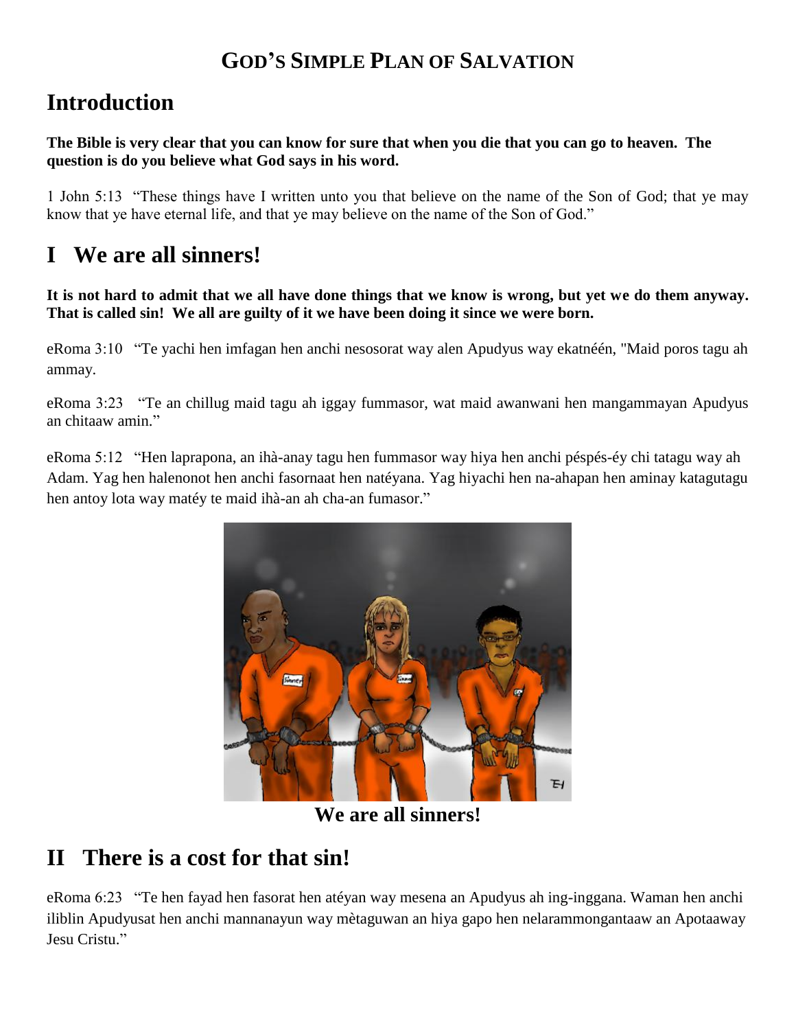# GOD'S SIMPLE PLAN OF SALVATION

## Introduction

**The Bible is very clear that you can know for sure that when you die that you can go to heaven. The question is do you believe what God says in his word.**

1 John 5:13 "These things have I written unto you that believe on the name of the Son of God; that ye may know that ye have eternal life, and that ye may believe on the name of the Son of God."

## I We are all sinners!

**It is not hard to admit that we all have done things that we know is wrong, but yet we do them anyway. That is called sin! We all are guilty of it we have been doing it since we were born.**

eRoma 3:10 "Te yachi hen imfagan hen anchi nesosorat way alen Apudyus way ekatnéén, "Maid poros tagu ah ammay.

eRoma 3:23 "Te an chillug maid tagu ah iggay fummasor, wat maid awanwani hen mangammayan Apudyus an chitaaw amin."

eRoma 5:12 "Hen laprapona, an ihà-anay tagu hen fummasor way hiya hen anchi péspés-éy chi tatagu way ah Adam. Yag hen halenonot hen anchi fasornaat hen natéyana. Yag hiyachi hen na-ahapan hen aminay katagutagu hen antoy lota way matéy te maid ihà-an ah cha-an fumasor."

**We are all sinners!**

## II There is a cost for that sin!

eRoma 6:23 "Te hen fayad hen fasorat hen atéyan way mesena an Apudyus ah ing-inggana. Waman hen anchi iliblin Apudyusat hen anchi mannanayun way mètaguwan an hiya gapo hen nelarammongantaaw an Apotaaway Jesu Cristu."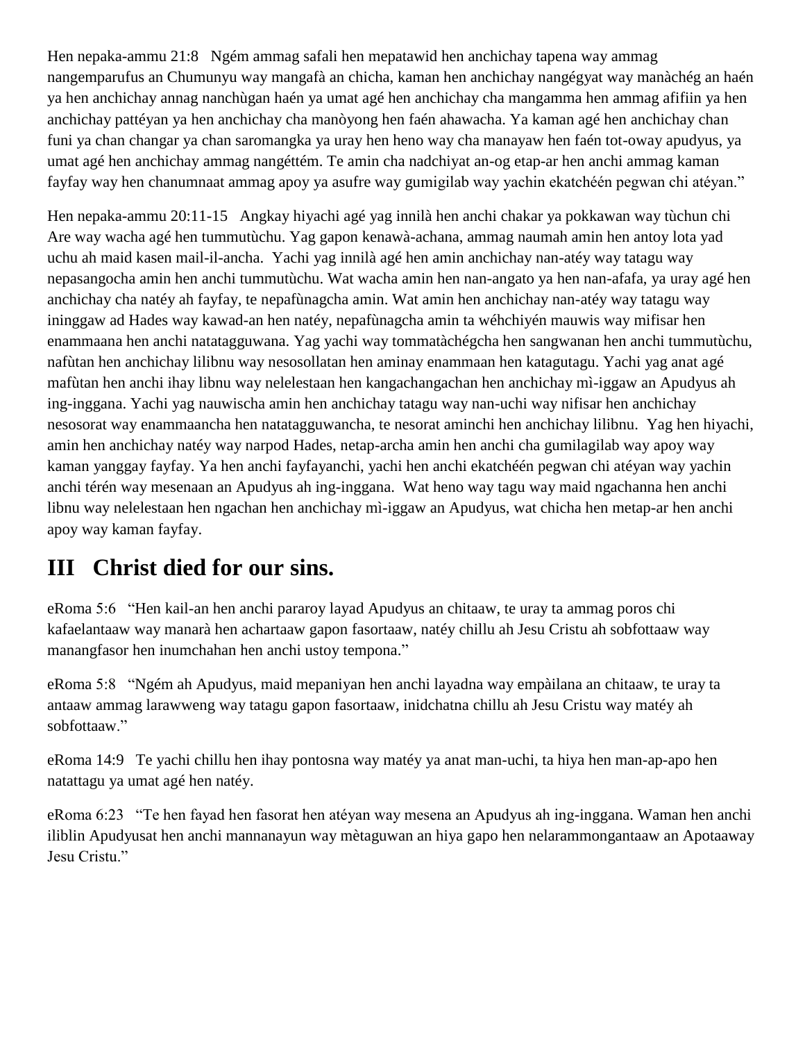Hen nepaka-ammu 21:8   Ngém ammag safali hen mepatawid hen anchichay tapena way ammag nangemparufus an Chumunyu way mangafà an chicha, kaman hen anchichay nangégyat way manàchég an haén ya hen anchichay annag nanchùgan haén ya umat agé hen anchichay cha mangamma hen ammag afifiin ya hen anchichay pattéyan ya hen anchichay cha manòyong hen faén ahawacha. Ya kaman agé hen anchichay chan funi ya chan changar ya chan saromangka ya uray hen heno way cha manayaw hen faén tot-oway apudyus, ya umat agé hen anchichay ammag nangéttém. Te amin cha nadchiyat an-og etap-ar hen anchi ammag kaman fayfay way hen chanumnaat ammag apoy ya asufre way gumigilab way yachin ekatchéén pegwan chi atéyan."

Hen nepaka-ammu 20:11-15   Angkay hiyachi agé yag innilà hen anchi chakar ya pokkawan way tùchun chi Are way wacha agé hen tummutùchu. Yag gapon kenawà-achana, ammag naumah amin hen antoy lota yad uchu ah maid kasen mail-il-ancha.  Yachi yag innilà agé hen amin anchichay nan-atéy way tatagu way nepasangocha amin hen anchi tummutùchu. Wat wacha amin hen nan-angato ya hen nan-afafa, ya uray agé hen anchichay cha natéy ah fayfay, te nepafùnagcha amin. Wat amin hen anchichay nan-atéy way tatagu way ininggaw ad Hades way kawad-an hen natéy, nepafùnagcha amin ta wéhchiyén mauwis way mifisar hen enammaana hen anchi natatagguwana. Yag yachi way tommatàchégcha hen sangwanan hen anchi tummutùchu, nafùtan hen anchichay lilibnu way nesosollatan hen aminay enammaan hen katagutagu. Yachi yag anat agé mafùtan hen anchi ihay libnu way nelelestaan hen kangachangachan hen anchichay mì-iggaw an Apudyus ah ing-inggana. Yachi yag nauwischa amin hen anchichay tatagu way nan-uchi way nifisar hen anchichay nesosorat way enammaancha hen natatagguwancha, te nesorat aminchi hen anchichay lilibnu.  Yag hen hiyachi, amin hen anchichay natéy way narpod Hades, netap-archa amin hen anchi cha gumilagilab way apoy way kaman yanggay fayfay. Ya hen anchi fayfayanchi, yachi hen anchi ekatchéén pegwan chi atéyan way yachin anchi térén way mesenaan an Apudyus ah ing-inggana.  Wat heno way tagu way maid ngachanna hen anchi libnu way nelelestaan hen ngachan hen anchichay mì-iggaw an Apudyus, wat chicha hen metap-ar hen anchi apoy way kaman fayfay.

## III   Christ died for our sins.

eRoma 5:6   "Hen kail-an hen anchi pararoy layad Apudyus an chitaaw, te uray ta ammag poros chi kafaelantaaw way manarà hen achartaaw gapon fasortaaw, natéy chillu ah Jesu Cristu ah sobfottaaw way manangfasor hen inumchahan hen anchi ustoy tempona."

eRoma 5:8   "Ngém ah Apudyus, maid mepaniyan hen anchi layadna way empàilana an chitaaw, te uray ta antaaw ammag larawweng way tatagu gapon fasortaaw, inidchatna chillu ah Jesu Cristu way matéy ah sobfottaaw."

eRoma 14:9   Te yachi chillu hen ihay pontosna way matéy ya anat man-uchi, ta hiya hen man-ap-apo hen natattagu ya umat agé hen natéy.

eRoma 6:23   "Te hen fayad hen fasorat hen atéyan way mesena an Apudyus ah ing-inggana. Waman hen anchi iliblin Apudyusat hen anchi mannanayun way mètaguwan an hiya gapo hen nelarammongantaaw an Apotaaway Jesu Cristu."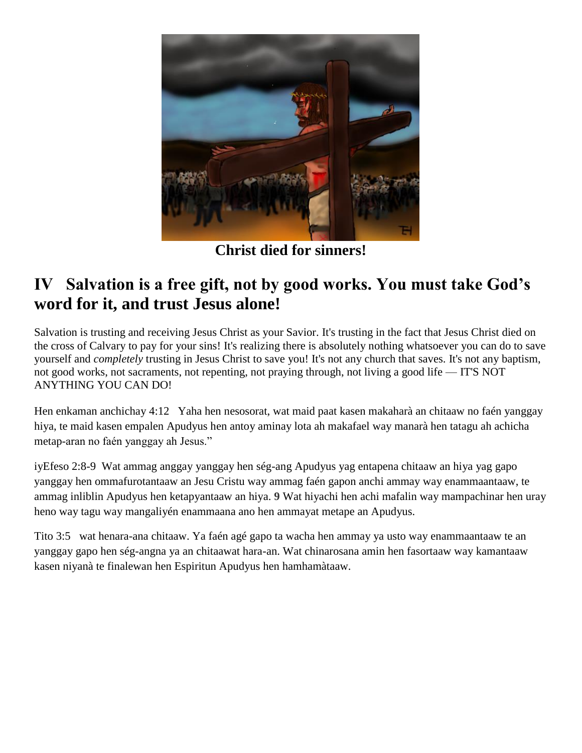**Christ died for sinners!**

## IV Salvation is a free gift, not by good works. You must take God's word for it, and trust Jesus alone!

Salvation is trusting and receiving Jesus Christ as your Savior. It's trusting in the fact that Jesus Christ died on the cross of Calvary to pay for your sins! It's realizing there is absolutely nothing whatsoever you can do to save yourself and *completely* trusting in Jesus Christ to save you! It's not any church that saves. It's not any baptism, not good works, not sacraments, not repenting, not praying through, not living a good life — IT'S NOT ANYTHING YOU CAN DO!

Hen enkaman anchichay 4:12 Yaha hen nesosorat, wat maid paat kasen makaharà an chitaaw no faén yanggay hiya, te maid kasen empalen Apudyus hen antoy aminay lota ah makafael way manarà hen tatagu ah achicha metap-aran no faén yanggay ah Jesus."

iyEfeso 2:8-9 Wat ammag anggay yanggay hen ség-ang Apudyus yag entapena chitaaw an hiya yag gapo yanggay hen ommafurotantaaw an Jesu Cristu way ammag faén gapon anchi ammay way enammaantaaw, te ammag inliblin Apudyus hen ketapyantaaw an hiya. **9** Wat hiyachi hen achi mafalin way mampachinar hen uray heno way tagu way mangaliyén enammaana ano hen ammayat metape an Apudyus.

Tito 3:5 wat henara-ana chitaaw. Ya faén agé gapo ta wacha hen ammay ya usto way enammaantaaw te an yanggay gapo hen ség-angna ya an chitaawat hara-an. Wat chinarosana amin hen fasortaaw way kamantaaw kasen niyanà te finalewan hen Espiritun Apudyus hen hamhamàtaaw.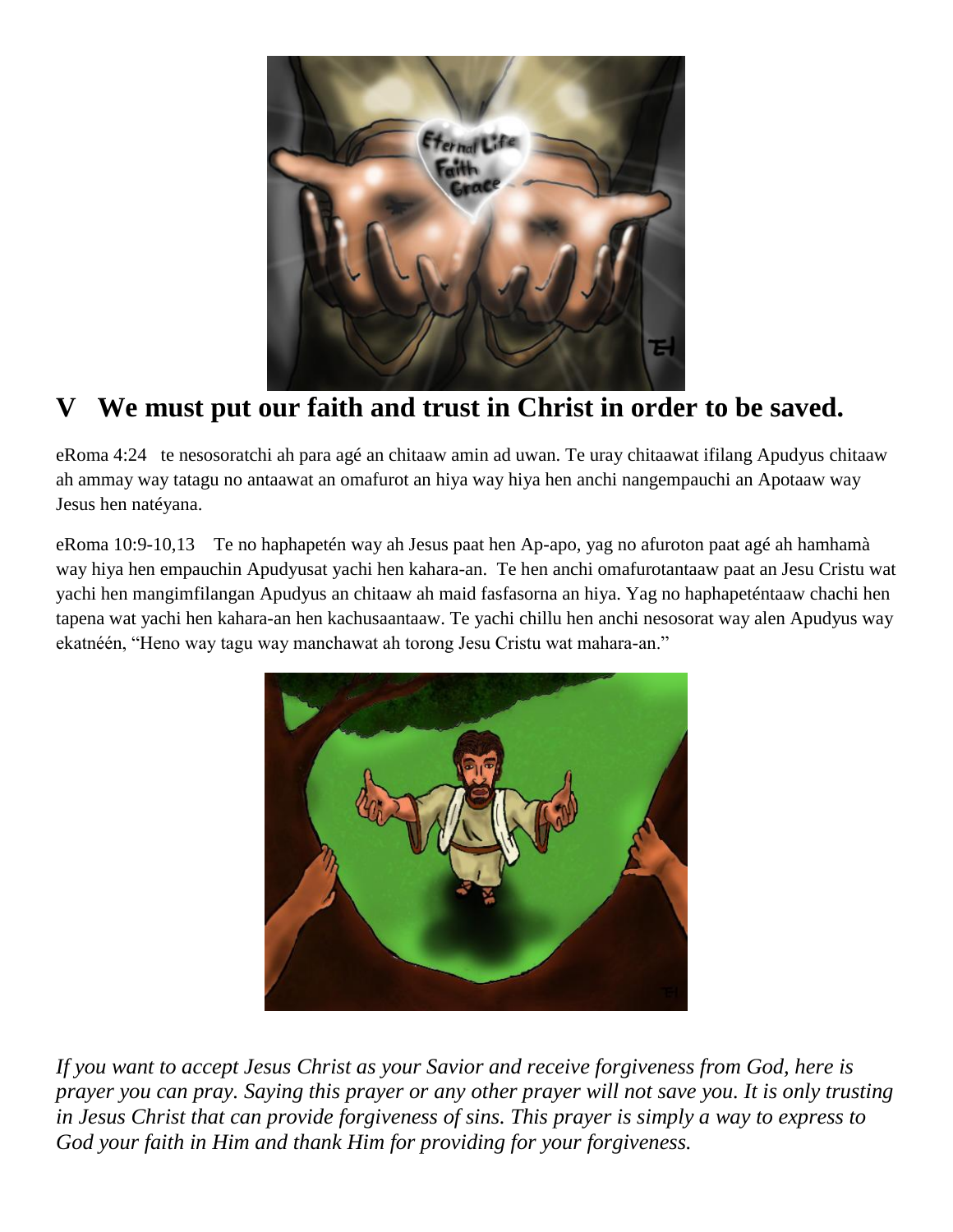## V We must put our faith and trust in Christ in order to be saved.

eRoma 4:24 te nesosoratchi ah para agé an chitaaw amin ad uwan. Te uray chitaawat ifilang Apudyus chitaaw ah ammay way tatagu no antaawat an omafurot an hiya way hiya hen anchi nangempauchi an Apotaaw way Jesus hen natéyana.

eRoma 10:9-10,13 Te no haphapetén way ah Jesus paat hen Ap-apo, yag no afuroton paat agé ah hamhamà way hiya hen empauchin Apudyusat yachi hen kahara-an. Te hen anchi omafurotantaaw paat an Jesu Cristu wat yachi hen mangimfilangan Apudyus an chitaaw ah maid fasfasorna an hiya. Yag no haphapeténtaaw chachi hen tapena wat yachi hen kahara-an hen kachusaantaaw. Te yachi chillu hen anchi nesosorat way alen Apudyus way ekatnéén, "Heno way tagu way manchawat ah torong Jesu Cristu wat mahara-an."

*If you want to accept Jesus Christ as your Savior and receive forgiveness from God, here is prayer you can pray. Saying this prayer or any other prayer will not save you. It is only trusting in Jesus Christ that can provide forgiveness of sins. This prayer is simply a way to express to God your faith in Him and thank Him for providing for your forgiveness.*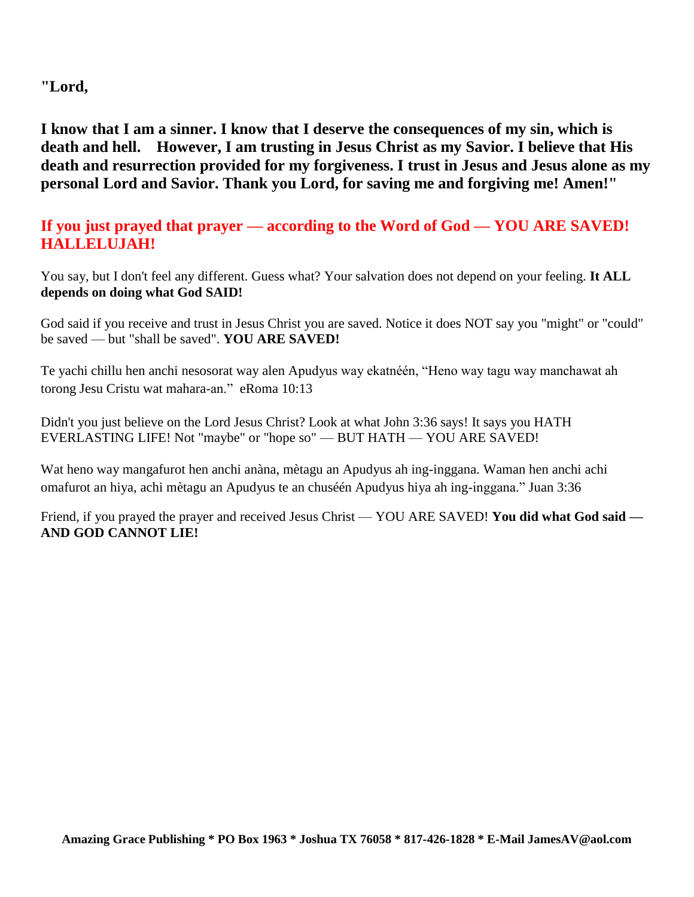**"Lord,**

**I know that I am a sinner. I know that I deserve the consequences of my sin, which is death and hell. However, I am trusting in Jesus Christ as my Savior. I believe that His death and resurrection provided for my forgiveness. I trust in Jesus and Jesus alone as my personal Lord and Savior. Thank you Lord, for saving me and forgiving me! Amen!"**

**If you just prayed that prayer — according to the Word of God — YOU ARE SAVED! HALLELUJAH!**

You say, but I don't feel any different. Guess what? Your salvation does not depend on your feeling. **It ALL depends on doing what God SAID!**

God said if you receive and trust in Jesus Christ you are saved. Notice it does NOT say you "might" or "could" be saved — but "shall be saved". **YOU ARE SAVED!**

Te yachi chillu hen anchi nesosorat way alen Apudyus way ekatnéén, "Heno way tagu way manchawat ah torong Jesu Cristu wat mahara-an." eRoma 10:13

Didn't you just believe on the Lord Jesus Christ? Look at what John 3:36 says! It says you HATH EVERLASTING LIFE! Not "maybe" or "hope so" — BUT HATH — YOU ARE SAVED!

Wat heno way mangafurot hen anchi anàna, mètagu an Apudyus ah ing-inggana. Waman hen anchi achi omafurot an hiya, achi mètagu an Apudyus te an chuséén Apudyus hiya ah ing-inggana." Juan 3:36

Friend, if you prayed the prayer and received Jesus Christ — YOU ARE SAVED! **You did what God said — AND GOD CANNOT LIE!**

**Amazing Grace Publishing * PO Box 1963 * Joshua TX 76058 * 817-426-1828 * E-Mail JamesAV@aol.com**